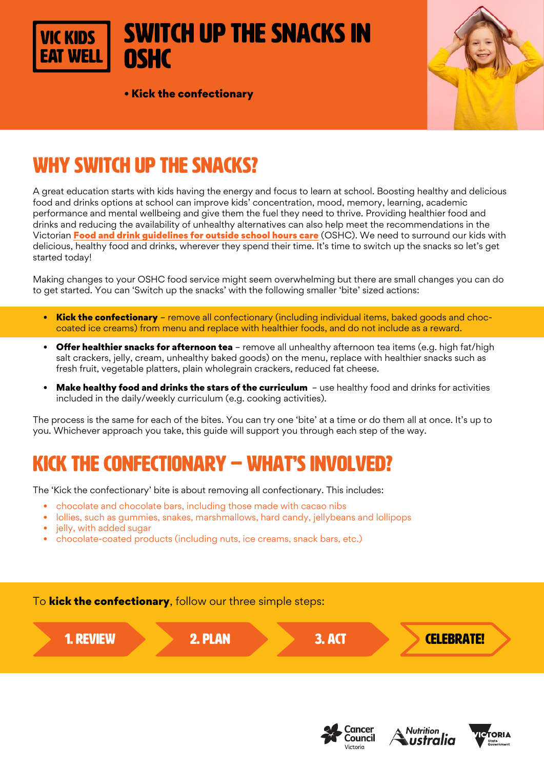VIC KIDS EAT WELL

# SWITCH UP THE SNACKS IN OSHC

• **Kick the confectionary**

## WHY SWITCH UP THE SNACKS?

A great education starts with kids having the energy and focus to learn at school. Boosting healthy and delicious food and drinks options at school can improve kids' concentration, mood, memory, learning, academic performance and mental wellbeing and give them the fuel they need to thrive. Providing healthier food and drinks and reducing the availability of unhealthy alternatives can also help meet the recommendations in the Victorian **Food and drink guidelines for outside school hours care** (OSHC). We need to surround our kids with delicious, healthy food and drinks, wherever they spend their time. It's time to switch up the snacks so let's get started today!

Making changes to your OSHC food service might seem overwhelming but there are small changes you can do to get started. You can 'Switch up the snacks' with the following smaller 'bite' sized actions:

- **Kick the confectionary** – remove all confectionary (including individual items, baked goods and choc-coated ice creams) from menu and replace with healthier foods, and do not include as a reward.
- **Offer healthier snacks for afternoon tea** – remove all unhealthy afternoon tea items (e.g. high fat/high salt crackers, jelly, cream, unhealthy baked goods) on the menu, replace with healthier snacks such as fresh fruit, vegetable platters, plain wholegrain crackers, reduced fat cheese.
- **Make healthy food and drinks the stars of the curriculum** – use healthy food and drinks for activities included in the daily/weekly curriculum (e.g. cooking activities).

The process is the same for each of the bites. You can try one 'bite' at a time or do them all at once. It's up to you. Whichever approach you take, this guide will support you through each step of the way.

## KICK THE CONFECTIONARY – WHAT'S INVOLVED?

The 'Kick the confectionary' bite is about removing all confectionary. This includes:

- chocolate and chocolate bars, including those made with cacao nibs
- lollies, such as gummies, snakes, marshmallows, hard candy, jellybeans and lollipops
- jelly, with added sugar
- chocolate-coated products (including nuts, ice creams, snack bars, etc.)

To **kick the confectionary**, follow our three simple steps:

**1. REVIEW** → **2. PLAN** → **3. ACT** → **CELEBRATE!**

Cancer Council Victoria | Nutrition Australia | Victoria State Government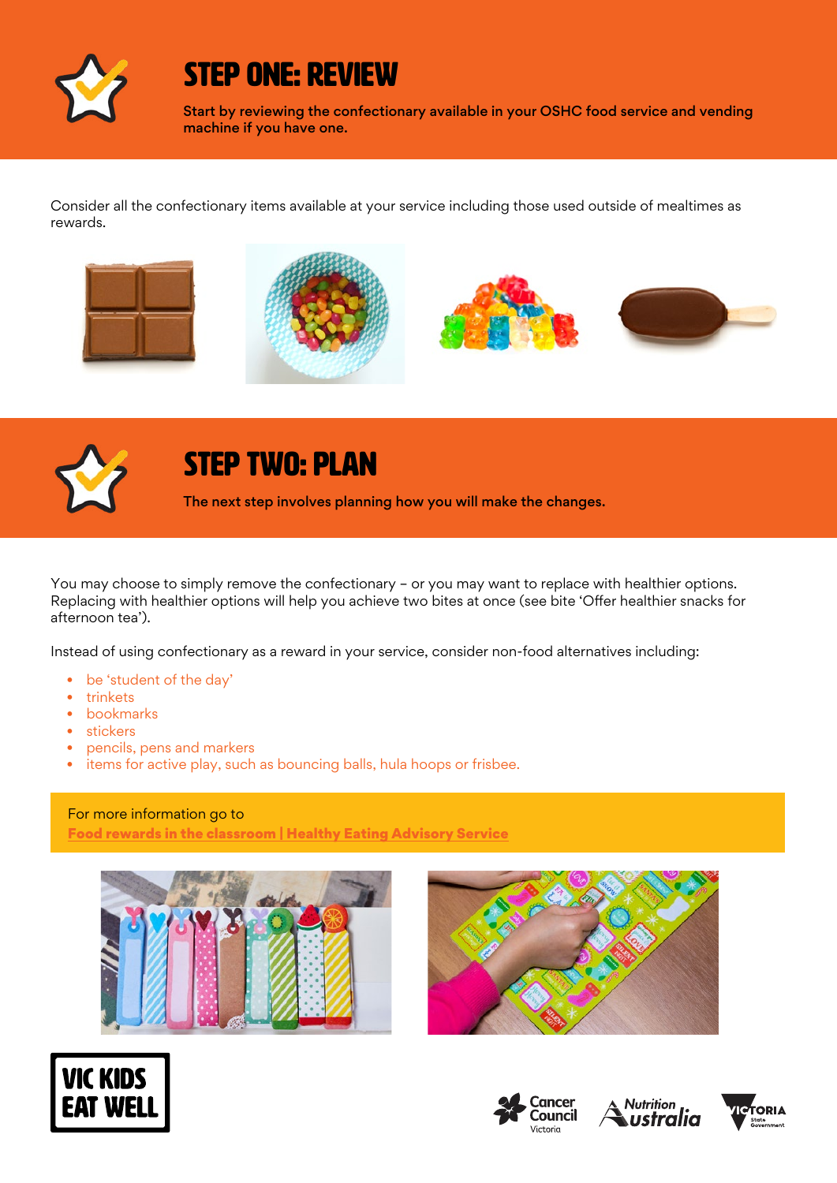## STEP ONE: REVIEW

**Start by reviewing the confectionary available in your OSHC food service and vending machine if you have one.**

Consider all the confectionary items available at your service including those used outside of mealtimes as rewards.

## STEP TWO: PLAN

**The next step involves planning how you will make the changes.**

You may choose to simply remove the confectionary – or you may want to replace with healthier options. Replacing with healthier options will help you achieve two bites at once (see bite 'Offer healthier snacks for afternoon tea').

Instead of using confectionary as a reward in your service, consider non-food alternatives including:

- be 'student of the day'
- trinkets
- bookmarks
- stickers
- pencils, pens and markers
- items for active play, such as bouncing balls, hula hoops or frisbee.

For more information go to
**Food rewards in the classroom | Healthy Eating Advisory Service**

VIC KIDS EAT WELL

Cancer Council Victoria | Nutrition Australia | Victoria State Government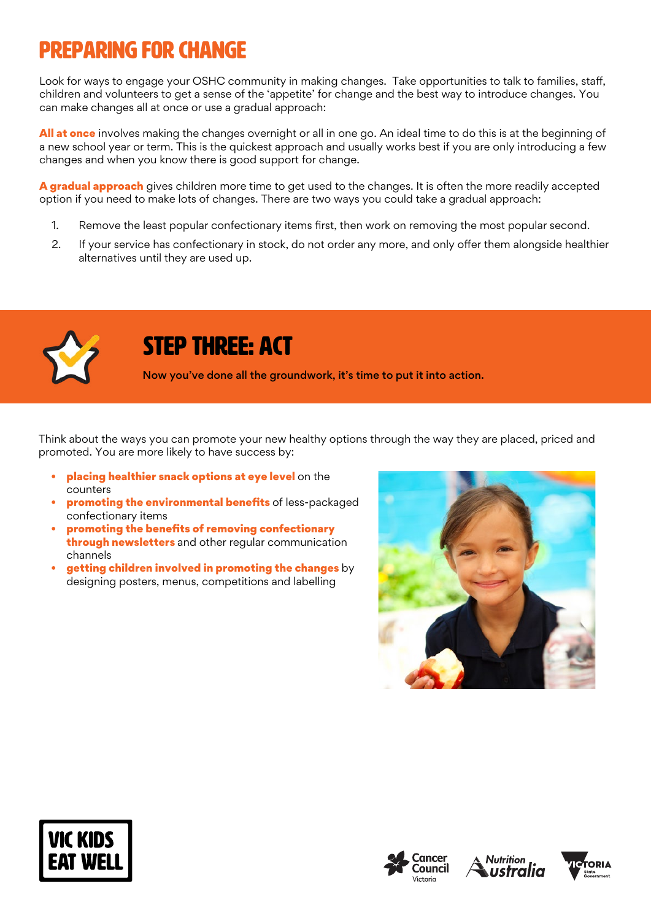# PREPARING FOR CHANGE

Look for ways to engage your OSHC community in making changes. Take opportunities to talk to families, staff, children and volunteers to get a sense of the 'appetite' for change and the best way to introduce changes. You can make changes all at once or use a gradual approach:

**All at once** involves making the changes overnight or all in one go. An ideal time to do this is at the beginning of a new school year or term. This is the quickest approach and usually works best if you are only introducing a few changes and when you know there is good support for change.

**A gradual approach** gives children more time to get used to the changes. It is often the more readily accepted option if you need to make lots of changes. There are two ways you could take a gradual approach:

1. Remove the least popular confectionary items first, then work on removing the most popular second.
2. If your service has confectionary in stock, do not order any more, and only offer them alongside healthier alternatives until they are used up.

## STEP THREE: ACT

**Now you've done all the groundwork, it's time to put it into action.**

Think about the ways you can promote your new healthy options through the way they are placed, priced and promoted. You are more likely to have success by:

- **placing healthier snack options at eye level** on the counters
- **promoting the environmental benefits** of less-packaged confectionary items
- **promoting the benefits of removing confectionary through newsletters** and other regular communication channels
- **getting children involved in promoting the changes** by designing posters, menus, competitions and labelling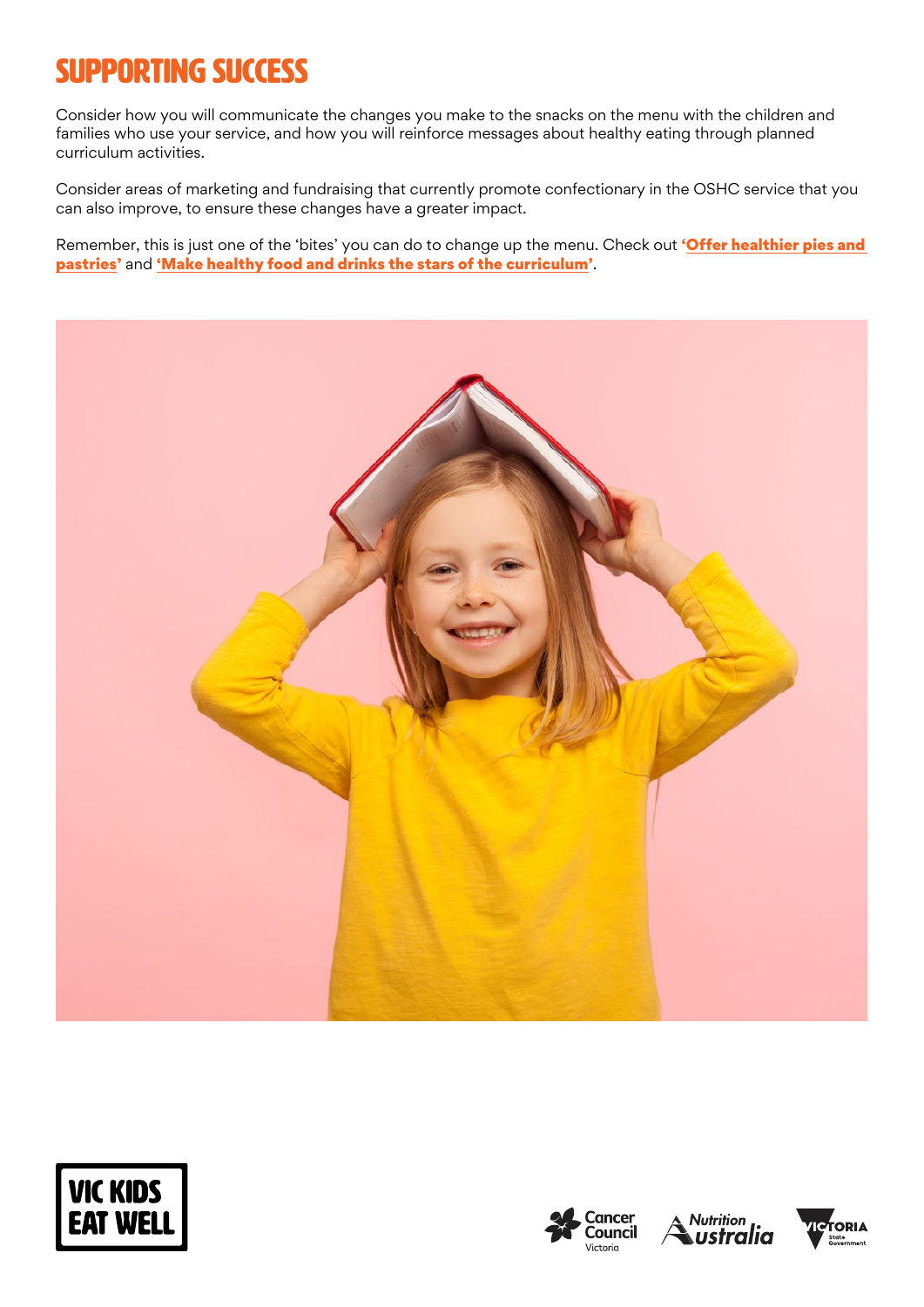# SUPPORTING SUCCESS

Consider how you will communicate the changes you make to the snacks on the menu with the children and families who use your service, and how you will reinforce messages about healthy eating through planned curriculum activities.

Consider areas of marketing and fundraising that currently promote confectionary in the OSHC service that you can also improve, to ensure these changes have a greater impact.

Remember, this is just one of the 'bites' you can do to change up the menu. Check out **'Offer healthier pies and pastries'** and **'Make healthy food and drinks the stars of the curriculum'**.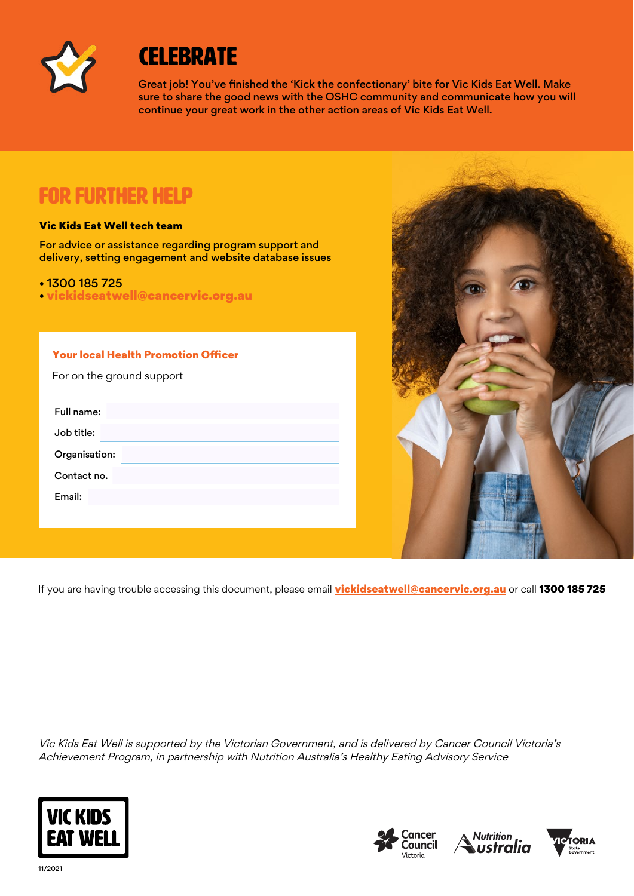# CELEBRATE

Great job! You've finished the 'Kick the confectionary' bite for Vic Kids Eat Well. Make sure to share the good news with the OSHC community and communicate how you will continue your great work in the other action areas of Vic Kids Eat Well.

## FOR FURTHER HELP

**Vic Kids Eat Well tech team**

For advice or assistance regarding program support and delivery, setting engagement and website database issues

- 1300 185 725
- vickidseatwell@cancervic.org.au

### Your local Health Promotion Officer

For on the ground support

Full name:

Job title:

Organisation:

Contact no.

Email:

If you are having trouble accessing this document, please email **vickidseatwell@cancervic.org.au** or call **1300 185 725**

*Vic Kids Eat Well is supported by the Victorian Government, and is delivered by Cancer Council Victoria's Achievement Program, in partnership with Nutrition Australia's Healthy Eating Advisory Service*

VIC KIDS EAT WELL

Cancer Council Victoria | Nutrition Australia | Victoria State Government

11/2021